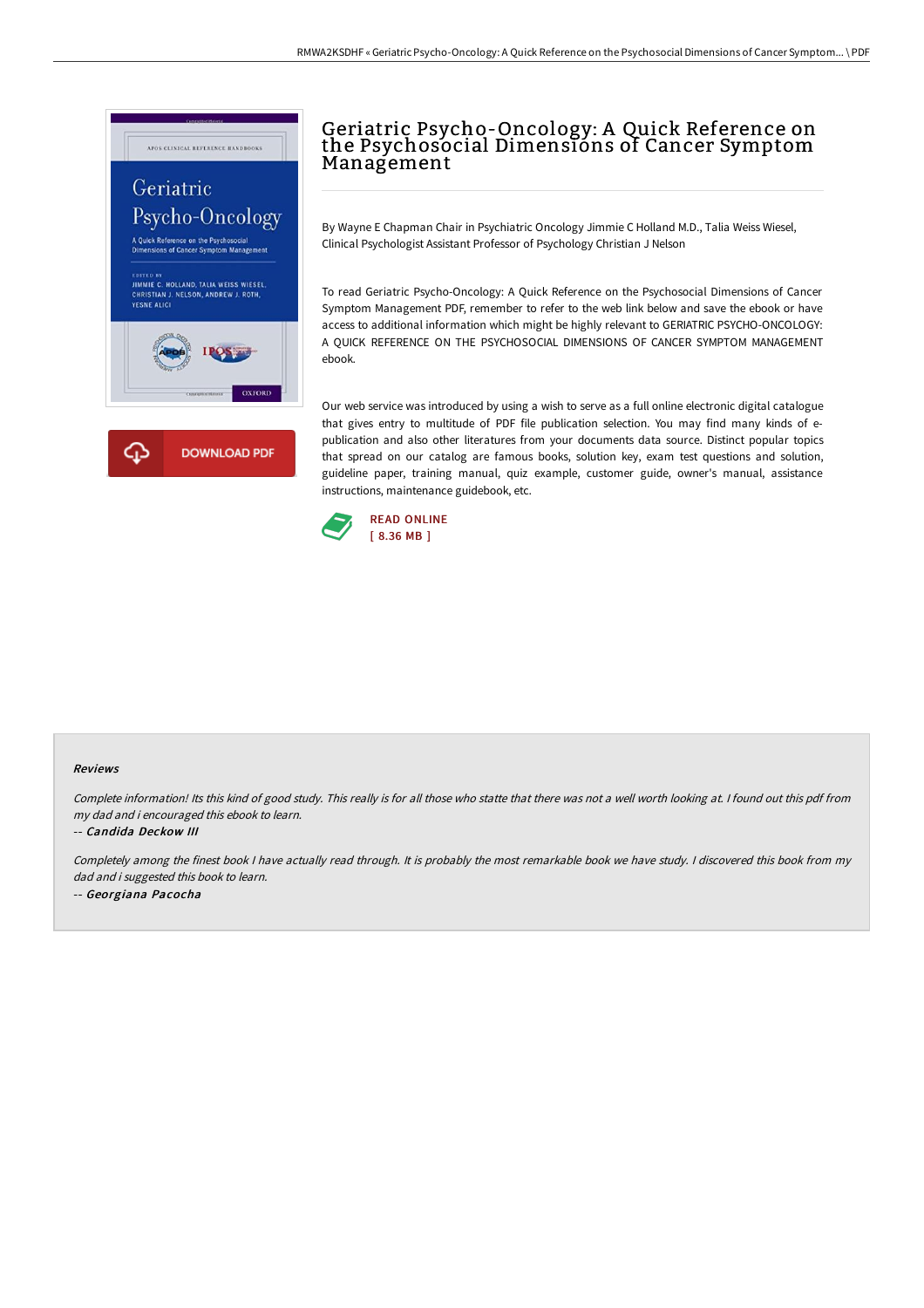# Geriatric Psycho-Oncology: A Quick Reference on the Psychosocial Dimensions of Cancer Symptom Management

By Wayne E Chapman Chair in Psychiatric Oncology Jimmie C Holland M.D., Talia Weiss Wiesel, Clinical Psychologist Assistant Professor of Psychology Christian J Nelson

To read Geriatric Psycho-Oncology: A Quick Reference on the Psychosocial Dimensions of Cancer Symptom Management PDF, remember to refer to the web link below and save the ebook or have access to additional information which might be highly relevant to GERIATRIC PSYCHO-ONCOLOGY: A QUICK REFERENCE ON THE PSYCHOSOCIAL DIMENSIONS OF CANCER SYMPTOM MANAGEMENT ebook.

Our web service was introduced by using a wish to serve as a full online electronic digital catalogue that gives entry to multitude of PDF file publication selection. You may find many kinds of e-publication and also other literatures from your documents data source. Distinct popular topics that spread on our catalog are famous books, solution key, exam test questions and solution, guideline paper, training manual, quiz example, customer guide, owner's manual, assistance instructions, maintenance guidebook, etc.

DOWNLOAD PDF

READ ONLINE
[ 8.36 MB ]

### Reviews

*Complete information! Its this kind of good study. This really is for all those who statte that there was not a well worth looking at. I found out this pdf from my dad and i encouraged this ebook to learn.*

-- ***Candida Deckow III***

*Completely among the finest book I have actually read through. It is probably the most remarkable book we have study. I discovered this book from my dad and i suggested this book to learn.*

-- ***Georgiana Pacocha***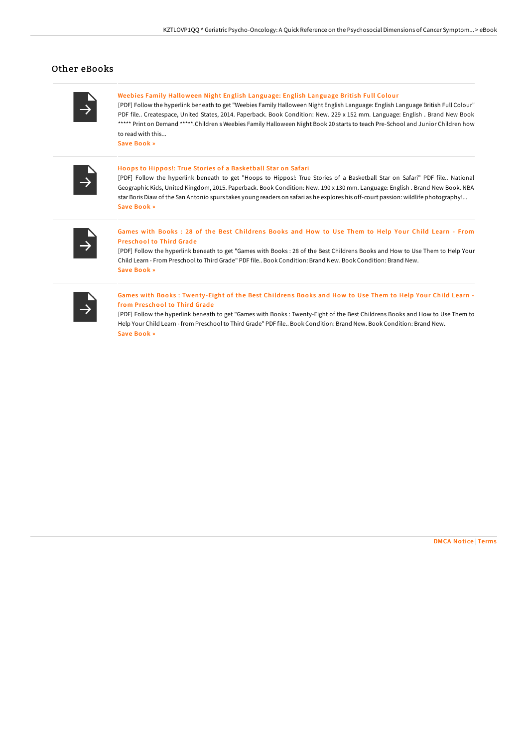## Other eBooks

### Weebies Family Halloween Night English Language: English Language British Full Colour

[PDF] Follow the hyperlink beneath to get "Weebies Family Halloween Night English Language: English Language British Full Colour" PDF file.. Createspace, United States, 2014. Paperback. Book Condition: New. 229 x 152 mm. Language: English . Brand New Book ***** Print on Demand *****.Children s Weebies Family Halloween Night Book 20 starts to teach Pre-School and Junior Children how to read with this...

Save Book »

### Hoops to Hippos!: True Stories of a Basketball Star on Safari

[PDF] Follow the hyperlink beneath to get "Hoops to Hippos!: True Stories of a Basketball Star on Safari" PDF file.. National Geographic Kids, United Kingdom, 2015. Paperback. Book Condition: New. 190 x 130 mm. Language: English . Brand New Book. NBA star Boris Diaw of the San Antonio spurs takes young readers on safari as he explores his off-court passion: wildlife photography!...

Save Book »

### Games with Books : 28 of the Best Childrens Books and How to Use Them to Help Your Child Learn - From Preschool to Third Grade

[PDF] Follow the hyperlink beneath to get "Games with Books : 28 of the Best Childrens Books and How to Use Them to Help Your Child Learn - From Preschool to Third Grade" PDF file.. Book Condition: Brand New. Book Condition: Brand New.

Save Book »

### Games with Books : Twenty-Eight of the Best Childrens Books and How to Use Them to Help Your Child Learn - from Preschool to Third Grade

[PDF] Follow the hyperlink beneath to get "Games with Books : Twenty-Eight of the Best Childrens Books and How to Use Them to Help Your Child Learn - from Preschool to Third Grade" PDF file.. Book Condition: Brand New. Book Condition: Brand New.

Save Book »

DMCA Notice | Terms